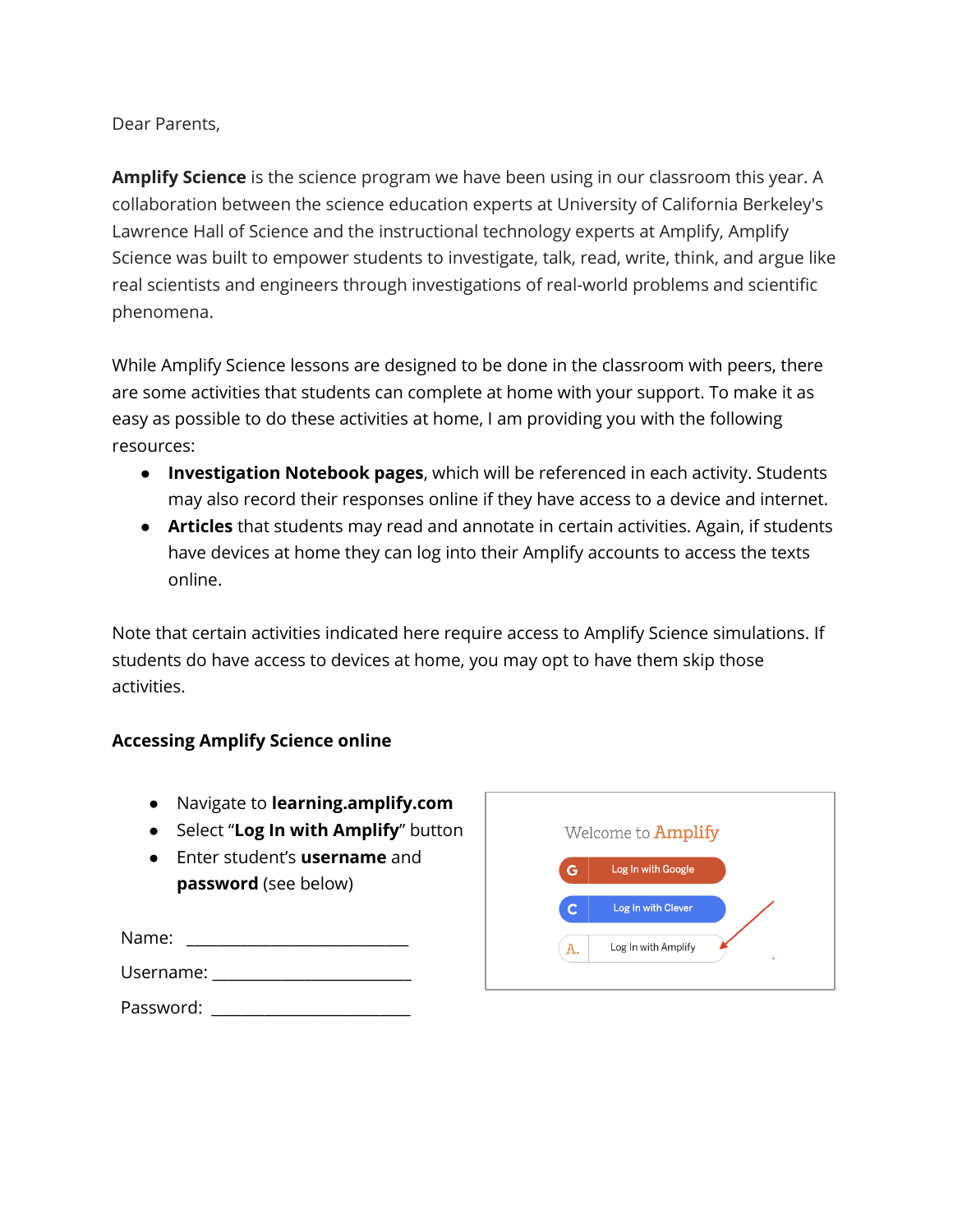Dear Parents,

**Amplify Science** is the science program we have been using in our classroom this year. A collaboration between the science education experts at University of California Berkeley's Lawrence Hall of Science and the instructional technology experts at Amplify, Amplify Science was built to empower students to investigate, talk, read, write, think, and argue like real scientists and engineers through investigations of real-world problems and scientific phenomena.

While Amplify Science lessons are designed to be done in the classroom with peers, there are some activities that students can complete at home with your support. To make it as easy as possible to do these activities at home, I am providing you with the following resources:

- **Investigation Notebook pages**, which will be referenced in each activity. Students may also record their responses online if they have access to a device and internet.
- **Articles** that students may read and annotate in certain activities. Again, if students have devices at home they can log into their Amplify accounts to access the texts online.

Note that certain activities indicated here require access to Amplify Science simulations. If students do have access to devices at home, you may opt to have them skip those activities.

**Accessing Amplify Science online**

- Navigate to **learning.amplify.com**
- Select "**Log In with Amplify**" button
- Enter student's **username** and **password** (see below)

Name: ___________________________

Username: ________________________

Password: ________________________

Welcome to Amplify

Log In with Google

Log In with Clever

Log In with Amplify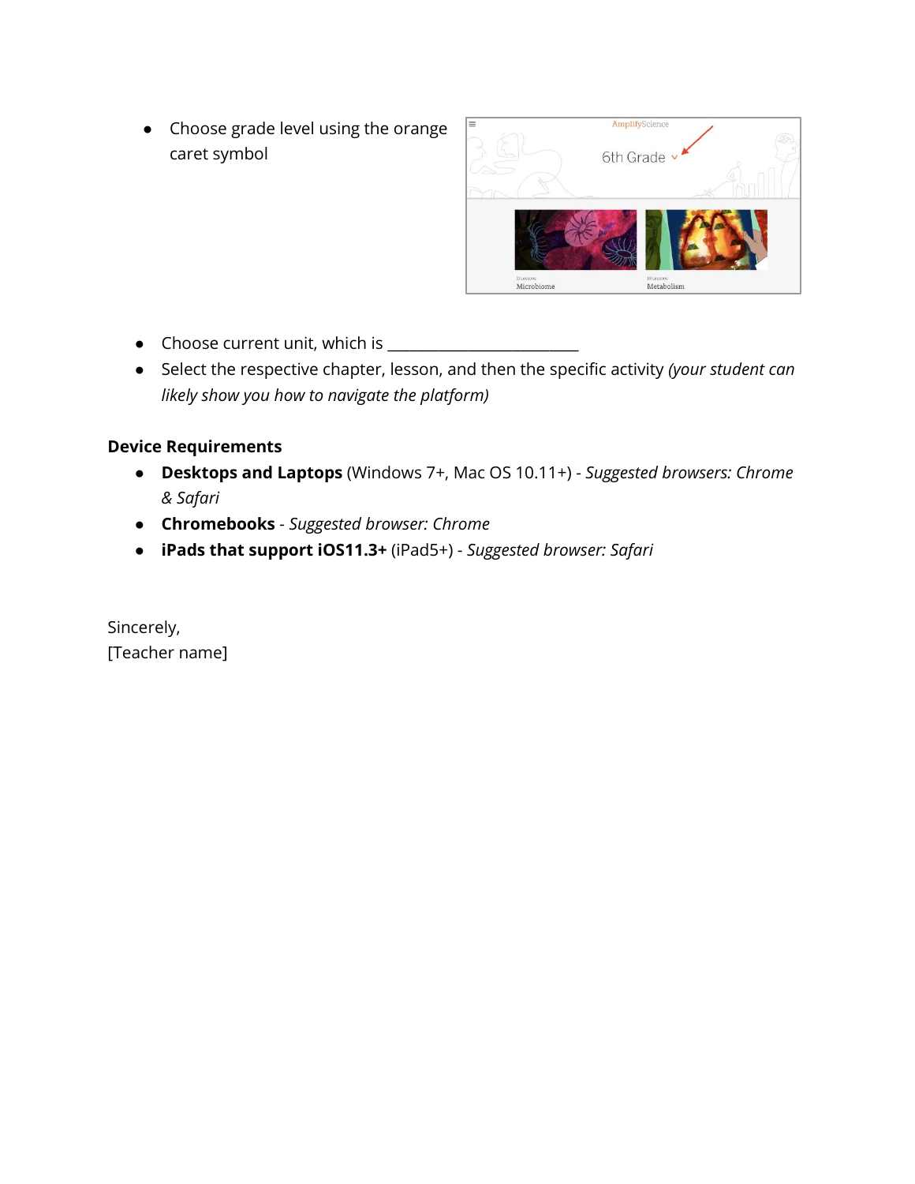- Choose grade level using the orange caret symbol

- Choose current unit, which is ________________________
- Select the respective chapter, lesson, and then the specific activity *(your student can likely show you how to navigate the platform)*

**Device Requirements**

- **Desktops and Laptops** (Windows 7+, Mac OS 10.11+) - *Suggested browsers: Chrome & Safari*
- **Chromebooks** - *Suggested browser: Chrome*
- **iPads that support iOS11.3+** (iPad5+) - *Suggested browser: Safari*

Sincerely,
[Teacher name]